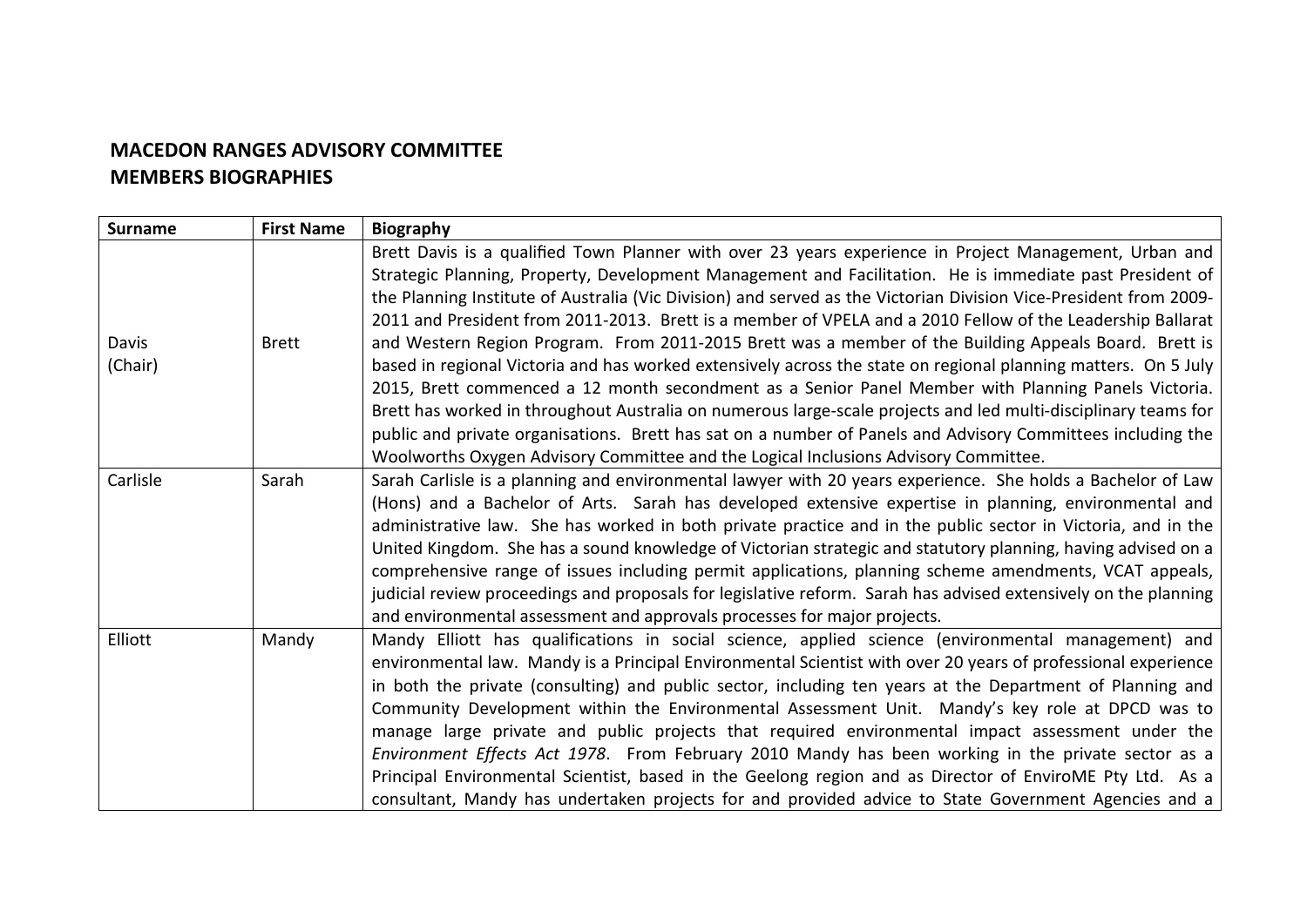**MACEDON RANGES ADVISORY COMMITTEE**
**MEMBERS BIOGRAPHIES**

| Surname | First Name | Biography |
|---|---|---|
| Davis (Chair) | Brett | Brett Davis is a qualified Town Planner with over 23 years experience in Project Management, Urban and Strategic Planning, Property, Development Management and Facilitation. He is immediate past President of the Planning Institute of Australia (Vic Division) and served as the Victorian Division Vice-President from 2009-2011 and President from 2011-2013. Brett is a member of VPELA and a 2010 Fellow of the Leadership Ballarat and Western Region Program. From 2011-2015 Brett was a member of the Building Appeals Board. Brett is based in regional Victoria and has worked extensively across the state on regional planning matters. On 5 July 2015, Brett commenced a 12 month secondment as a Senior Panel Member with Planning Panels Victoria. Brett has worked in throughout Australia on numerous large-scale projects and led multi-disciplinary teams for public and private organisations. Brett has sat on a number of Panels and Advisory Committees including the Woolworths Oxygen Advisory Committee and the Logical Inclusions Advisory Committee. |
| Carlisle | Sarah | Sarah Carlisle is a planning and environmental lawyer with 20 years experience. She holds a Bachelor of Law (Hons) and a Bachelor of Arts. Sarah has developed extensive expertise in planning, environmental and administrative law. She has worked in both private practice and in the public sector in Victoria, and in the United Kingdom. She has a sound knowledge of Victorian strategic and statutory planning, having advised on a comprehensive range of issues including permit applications, planning scheme amendments, VCAT appeals, judicial review proceedings and proposals for legislative reform. Sarah has advised extensively on the planning and environmental assessment and approvals processes for major projects. |
| Elliott | Mandy | Mandy Elliott has qualifications in social science, applied science (environmental management) and environmental law. Mandy is a Principal Environmental Scientist with over 20 years of professional experience in both the private (consulting) and public sector, including ten years at the Department of Planning and Community Development within the Environmental Assessment Unit. Mandy's key role at DPCD was to manage large private and public projects that required environmental impact assessment under the *Environment Effects Act 1978*. From February 2010 Mandy has been working in the private sector as a Principal Environmental Scientist, based in the Geelong region and as Director of EnviroME Pty Ltd. As a consultant, Mandy has undertaken projects for and provided advice to State Government Agencies and a |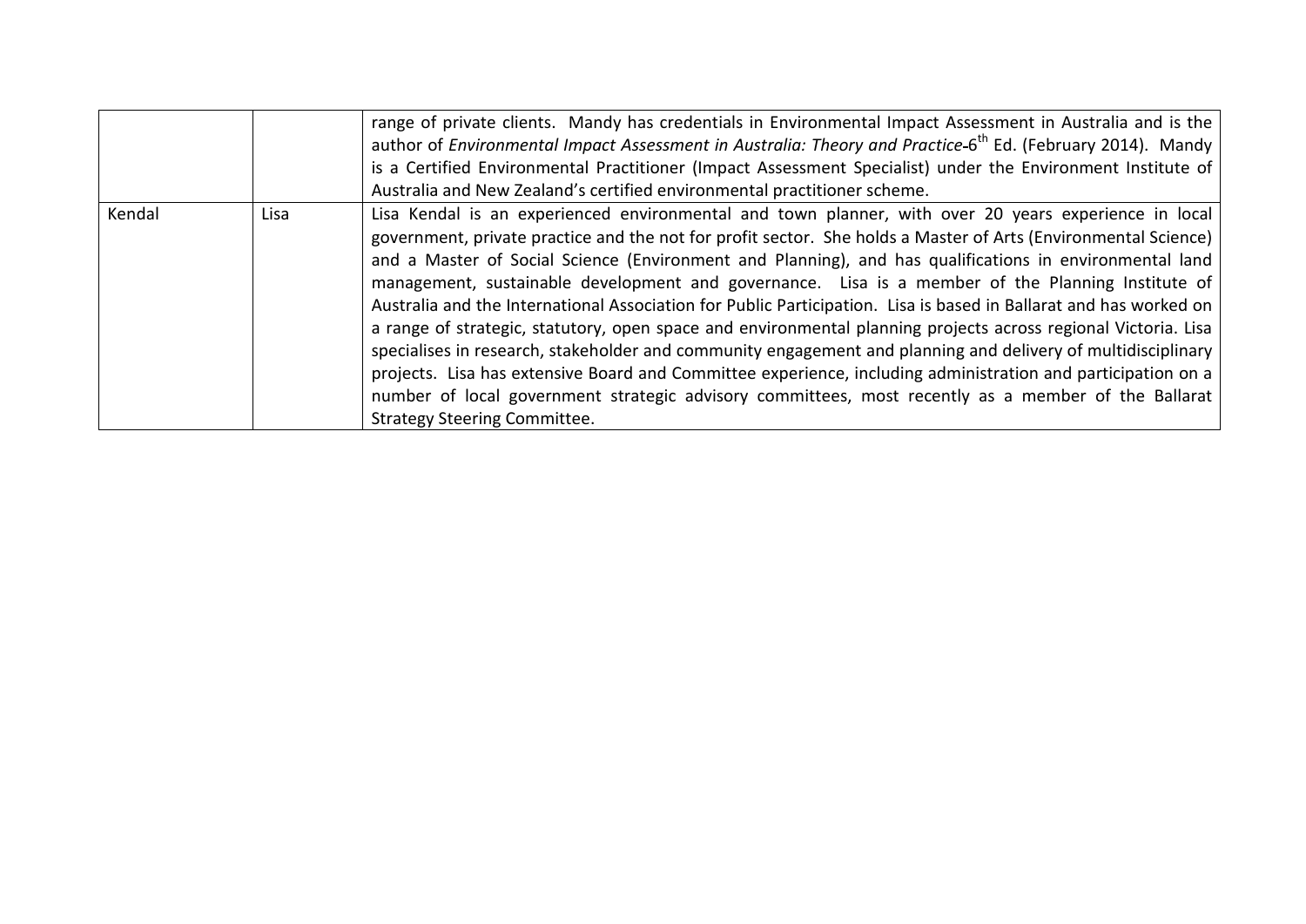| | | |
|---|---|---|
| | | range of private clients. Mandy has credentials in Environmental Impact Assessment in Australia and is the author of *Environmental Impact Assessment in Australia: Theory and Practice*-6th Ed. (February 2014). Mandy is a Certified Environmental Practitioner (Impact Assessment Specialist) under the Environment Institute of Australia and New Zealand's certified environmental practitioner scheme. |
| Kendal | Lisa | Lisa Kendal is an experienced environmental and town planner, with over 20 years experience in local government, private practice and the not for profit sector. She holds a Master of Arts (Environmental Science) and a Master of Social Science (Environment and Planning), and has qualifications in environmental land management, sustainable development and governance. Lisa is a member of the Planning Institute of Australia and the International Association for Public Participation. Lisa is based in Ballarat and has worked on a range of strategic, statutory, open space and environmental planning projects across regional Victoria. Lisa specialises in research, stakeholder and community engagement and planning and delivery of multidisciplinary projects. Lisa has extensive Board and Committee experience, including administration and participation on a number of local government strategic advisory committees, most recently as a member of the Ballarat Strategy Steering Committee. |